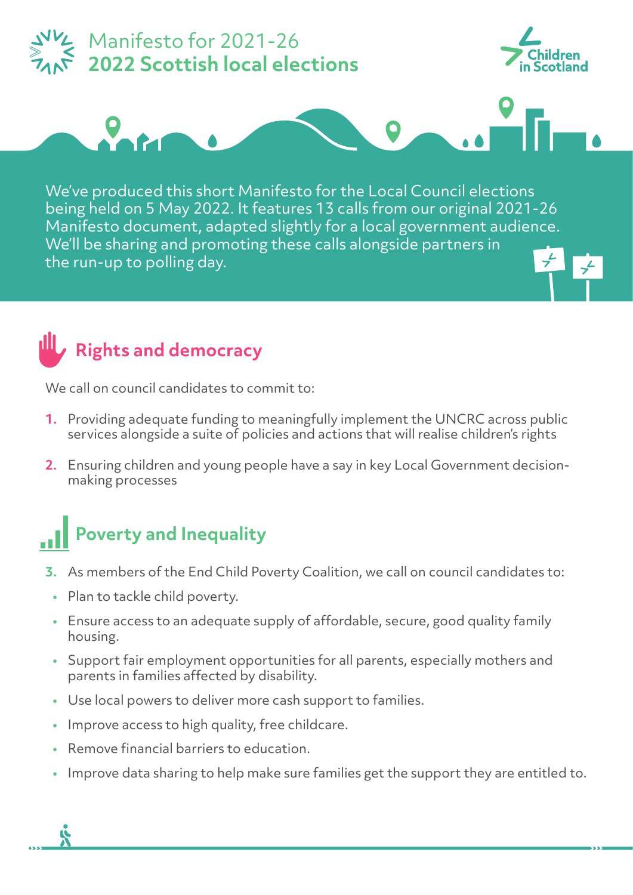# Manifesto for 2021-26
# 2022 Scottish local elections

Children in Scotland

We've produced this short Manifesto for the Local Council elections being held on 5 May 2022. It features 13 calls from our original 2021-26 Manifesto document, adapted slightly for a local government audience. We'll be sharing and promoting these calls alongside partners in the run-up to polling day.

## Rights and democracy

We call on council candidates to commit to:

1. Providing adequate funding to meaningfully implement the UNCRC across public services alongside a suite of policies and actions that will realise children's rights
2. Ensuring children and young people have a say in key Local Government decision-making processes

## Poverty and Inequality

3. As members of the End Child Poverty Coalition, we call on council candidates to:
   - Plan to tackle child poverty.
   - Ensure access to an adequate supply of affordable, secure, good quality family housing.
   - Support fair employment opportunities for all parents, especially mothers and parents in families affected by disability.
   - Use local powers to deliver more cash support to families.
   - Improve access to high quality, free childcare.
   - Remove financial barriers to education.
   - Improve data sharing to help make sure families get the support they are entitled to.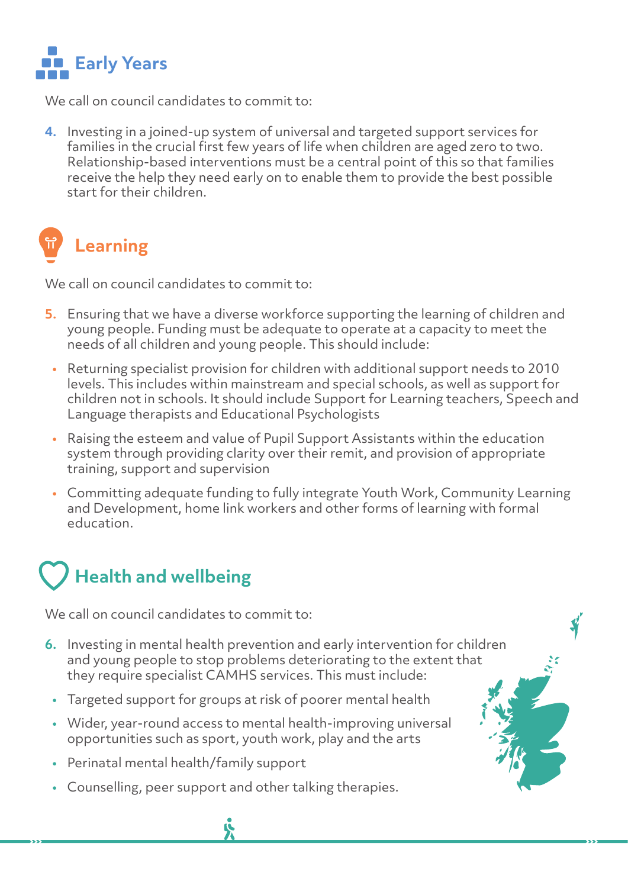## Early Years

We call on council candidates to commit to:

4. Investing in a joined-up system of universal and targeted support services for families in the crucial first few years of life when children are aged zero to two. Relationship-based interventions must be a central point of this so that families receive the help they need early on to enable them to provide the best possible start for their children.

## Learning

We call on council candidates to commit to:

5. Ensuring that we have a diverse workforce supporting the learning of children and young people. Funding must be adequate to operate at a capacity to meet the needs of all children and young people. This should include:

- Returning specialist provision for children with additional support needs to 2010 levels. This includes within mainstream and special schools, as well as support for children not in schools. It should include Support for Learning teachers, Speech and Language therapists and Educational Psychologists
- Raising the esteem and value of Pupil Support Assistants within the education system through providing clarity over their remit, and provision of appropriate training, support and supervision
- Committing adequate funding to fully integrate Youth Work, Community Learning and Development, home link workers and other forms of learning with formal education.

## Health and wellbeing

We call on council candidates to commit to:

6. Investing in mental health prevention and early intervention for children and young people to stop problems deteriorating to the extent that they require specialist CAMHS services. This must include:

- Targeted support for groups at risk of poorer mental health
- Wider, year-round access to mental health-improving universal opportunities such as sport, youth work, play and the arts
- Perinatal mental health/family support
- Counselling, peer support and other talking therapies.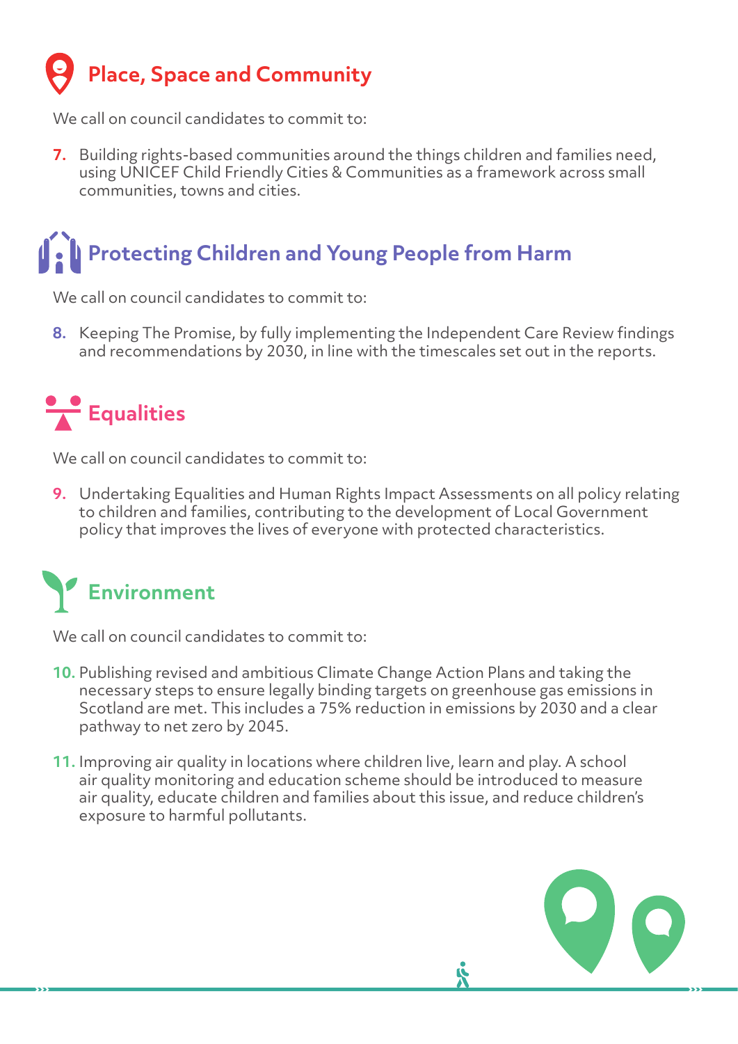## Place, Space and Community

We call on council candidates to commit to:

7. Building rights-based communities around the things children and families need, using UNICEF Child Friendly Cities & Communities as a framework across small communities, towns and cities.

## Protecting Children and Young People from Harm

We call on council candidates to commit to:

8. Keeping The Promise, by fully implementing the Independent Care Review findings and recommendations by 2030, in line with the timescales set out in the reports.

## Equalities

We call on council candidates to commit to:

9. Undertaking Equalities and Human Rights Impact Assessments on all policy relating to children and families, contributing to the development of Local Government policy that improves the lives of everyone with protected characteristics.

## Environment

We call on council candidates to commit to:

10. Publishing revised and ambitious Climate Change Action Plans and taking the necessary steps to ensure legally binding targets on greenhouse gas emissions in Scotland are met. This includes a 75% reduction in emissions by 2030 and a clear pathway to net zero by 2045.

11. Improving air quality in locations where children live, learn and play. A school air quality monitoring and education scheme should be introduced to measure air quality, educate children and families about this issue, and reduce children's exposure to harmful pollutants.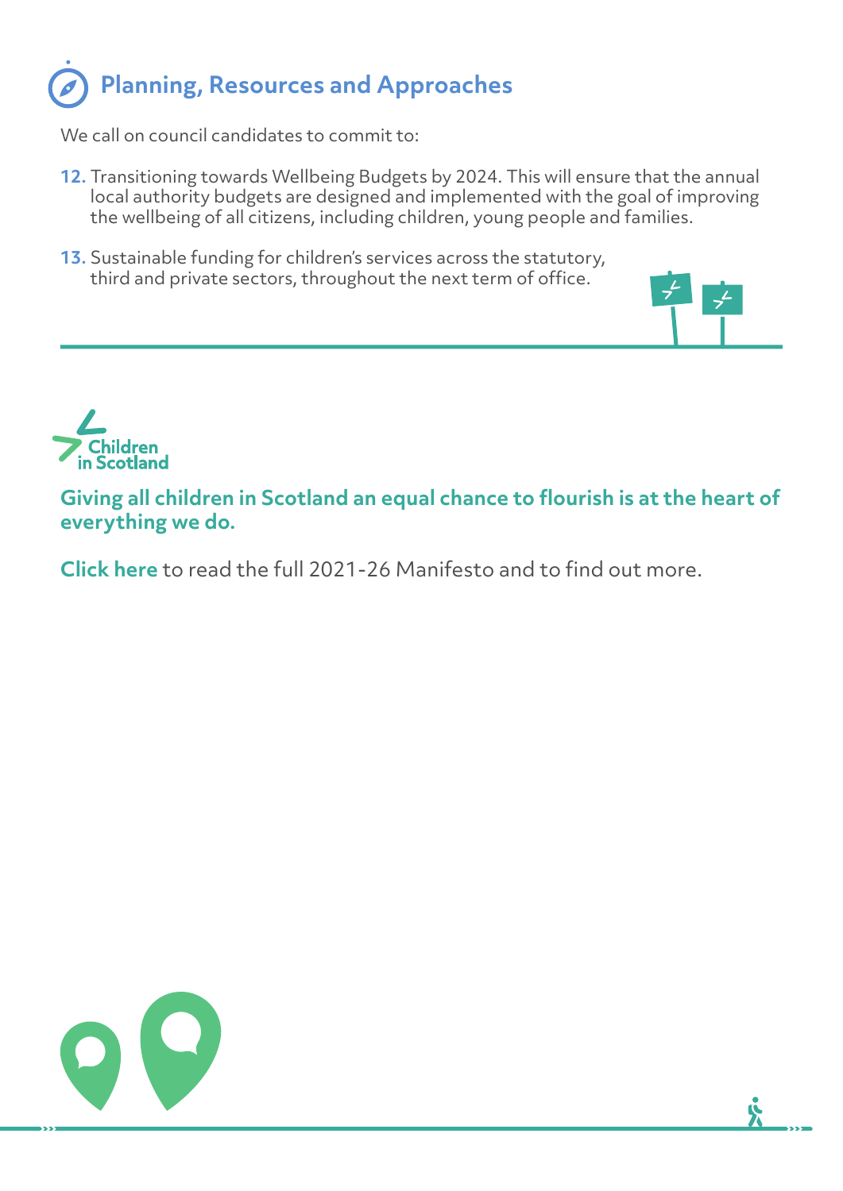## Planning, Resources and Approaches

We call on council candidates to commit to:

12. Transitioning towards Wellbeing Budgets by 2024. This will ensure that the annual local authority budgets are designed and implemented with the goal of improving the wellbeing of all citizens, including children, young people and families.

13. Sustainable funding for children's services across the statutory, third and private sectors, throughout the next term of office.

Children in Scotland

**Giving all children in Scotland an equal chance to flourish is at the heart of everything we do.**

**Click here** to read the full 2021-26 Manifesto and to find out more.